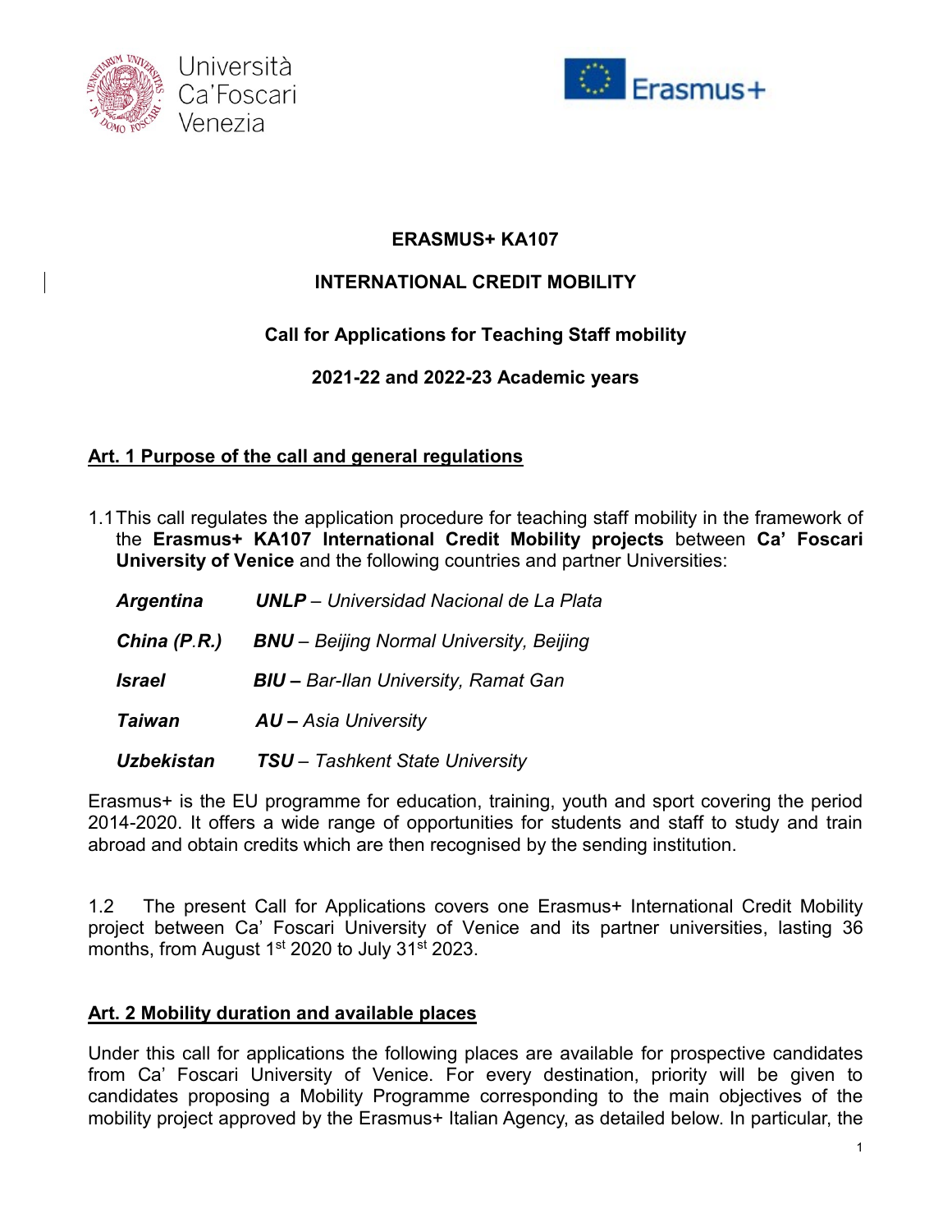Università Ca'Foscari Venezia

Erasmus+

**ERASMUS+ KA107**

**INTERNATIONAL CREDIT MOBILITY**

**Call for Applications for Teaching Staff mobility**

**2021-22 and 2022-23 Academic years**

## Art. 1 Purpose of the call and general regulations

1.1 This call regulates the application procedure for teaching staff mobility in the framework of the **Erasmus+ KA107 International Credit Mobility projects** between **Ca' Foscari University of Venice** and the following countries and partner Universities:

| | |
|---|---|
| ***Argentina*** | ***UNLP*** *– Universidad Nacional de La Plata* |
| ***China (P.R.)*** | ***BNU*** *– Beijing Normal University, Beijing* |
| ***Israel*** | ***BIU –*** *Bar-Ilan University, Ramat Gan* |
| ***Taiwan*** | ***AU –*** *Asia University* |
| ***Uzbekistan*** | ***TSU*** *– Tashkent State University* |

Erasmus+ is the EU programme for education, training, youth and sport covering the period 2014-2020. It offers a wide range of opportunities for students and staff to study and train abroad and obtain credits which are then recognised by the sending institution.

1.2 The present Call for Applications covers one Erasmus+ International Credit Mobility project between Ca' Foscari University of Venice and its partner universities, lasting 36 months, from August 1st 2020 to July 31st 2023.

## Art. 2 Mobility duration and available places

Under this call for applications the following places are available for prospective candidates from Ca' Foscari University of Venice. For every destination, priority will be given to candidates proposing a Mobility Programme corresponding to the main objectives of the mobility project approved by the Erasmus+ Italian Agency, as detailed below. In particular, the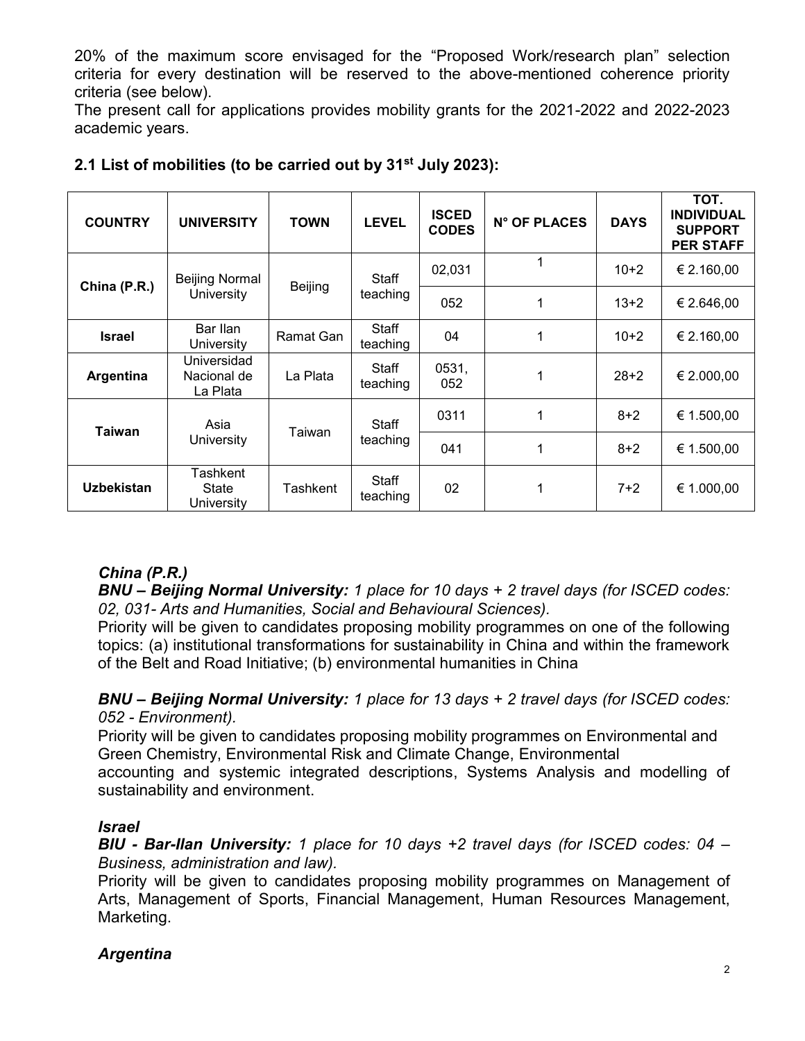20% of the maximum score envisaged for the "Proposed Work/research plan" selection criteria for every destination will be reserved to the above-mentioned coherence priority criteria (see below).

The present call for applications provides mobility grants for the 2021-2022 and 2022-2023 academic years.

### 2.1 List of mobilities (to be carried out by 31st July 2023):

| COUNTRY | UNIVERSITY | TOWN | LEVEL | ISCED CODES | N° OF PLACES | DAYS | TOT. INDIVIDUAL SUPPORT PER STAFF |
|---|---|---|---|---|---|---|---|
| China (P.R.) | Beijing Normal University | Beijing | Staff teaching | 02,031 | 1 | 10+2 | € 2.160,00 |
| | | | | 052 | 1 | 13+2 | € 2.646,00 |
| Israel | Bar Ilan University | Ramat Gan | Staff teaching | 04 | 1 | 10+2 | € 2.160,00 |
| Argentina | Universidad Nacional de La Plata | La Plata | Staff teaching | 0531, 052 | 1 | 28+2 | € 2.000,00 |
| Taiwan | Asia University | Taiwan | Staff teaching | 0311 | 1 | 8+2 | € 1.500,00 |
| | | | | 041 | 1 | 8+2 | € 1.500,00 |
| Uzbekistan | Tashkent State University | Tashkent | Staff teaching | 02 | 1 | 7+2 | € 1.000,00 |

***China (P.R.)***

***BNU – Beijing Normal University:*** *1 place for 10 days + 2 travel days (for ISCED codes: 02, 031- Arts and Humanities, Social and Behavioural Sciences).*

Priority will be given to candidates proposing mobility programmes on one of the following topics: (a) institutional transformations for sustainability in China and within the framework of the Belt and Road Initiative; (b) environmental humanities in China

***BNU – Beijing Normal University:*** *1 place for 13 days + 2 travel days (for ISCED codes: 052 - Environment).*

Priority will be given to candidates proposing mobility programmes on Environmental and Green Chemistry, Environmental Risk and Climate Change, Environmental accounting and systemic integrated descriptions, Systems Analysis and modelling of sustainability and environment.

***Israel***

***BIU - Bar-Ilan University:*** *1 place for 10 days +2 travel days (for ISCED codes: 04 – Business, administration and law).*

Priority will be given to candidates proposing mobility programmes on Management of Arts, Management of Sports, Financial Management, Human Resources Management, Marketing.

***Argentina***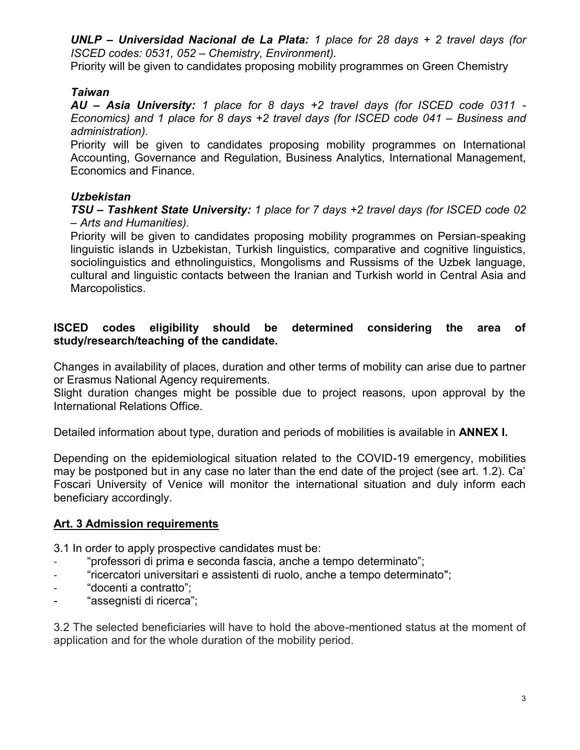***UNLP – Universidad Nacional de La Plata:** 1 place for 28 days + 2 travel days (for ISCED codes: 0531, 052 – Chemistry, Environment).*

Priority will be given to candidates proposing mobility programmes on Green Chemistry

### *Taiwan*

***AU – Asia University:** 1 place for 8 days +2 travel days (for ISCED code 0311 - Economics) and 1 place for 8 days +2 travel days (for ISCED code 041 – Business and administration).*

Priority will be given to candidates proposing mobility programmes on International Accounting, Governance and Regulation, Business Analytics, International Management, Economics and Finance.

### *Uzbekistan*

***TSU – Tashkent State University:** 1 place for 7 days +2 travel days (for ISCED code 02 – Arts and Humanities).*

Priority will be given to candidates proposing mobility programmes on Persian-speaking linguistic islands in Uzbekistan, Turkish linguistics, comparative and cognitive linguistics, sociolinguistics and ethnolinguistics, Mongolisms and Russisms of the Uzbek language, cultural and linguistic contacts between the Iranian and Turkish world in Central Asia and Marcopolistics.

**ISCED codes eligibility should be determined considering the area of study/research/teaching of the candidate.**

Changes in availability of places, duration and other terms of mobility can arise due to partner or Erasmus National Agency requirements.

Slight duration changes might be possible due to project reasons, upon approval by the International Relations Office.

Detailed information about type, duration and periods of mobilities is available in **ANNEX I.**

Depending on the epidemiological situation related to the COVID-19 emergency, mobilities may be postponed but in any case no later than the end date of the project (see art. 1.2). Ca' Foscari University of Venice will monitor the international situation and duly inform each beneficiary accordingly.

## Art. 3 Admission requirements

3.1 In order to apply prospective candidates must be:

- "professori di prima e seconda fascia, anche a tempo determinato";
- "ricercatori universitari e assistenti di ruolo, anche a tempo determinato";
- "docenti a contratto";
- "assegnisti di ricerca";

3.2 The selected beneficiaries will have to hold the above-mentioned status at the moment of application and for the whole duration of the mobility period.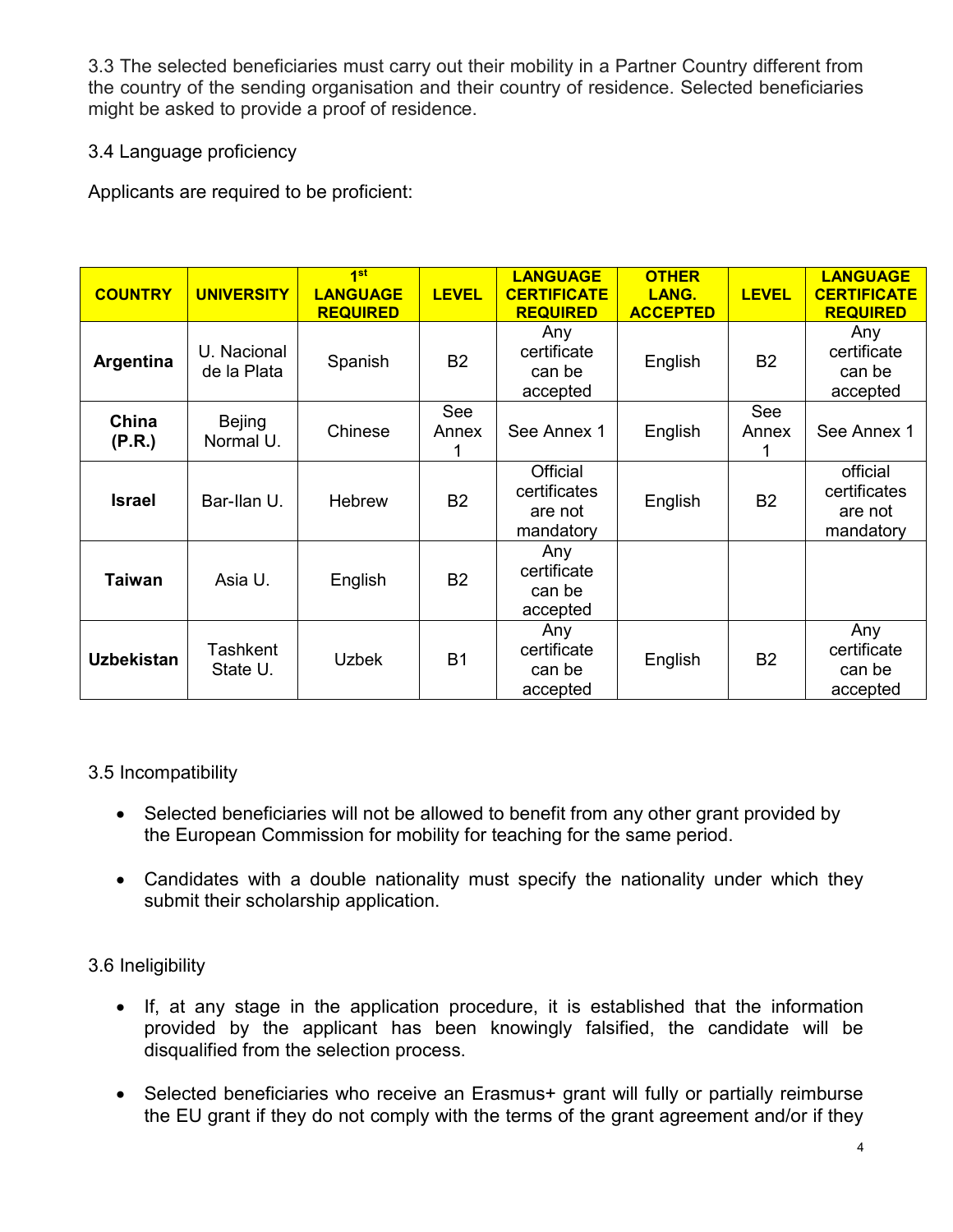3.3 The selected beneficiaries must carry out their mobility in a Partner Country different from the country of the sending organisation and their country of residence. Selected beneficiaries might be asked to provide a proof of residence.

3.4 Language proficiency

Applicants are required to be proficient:

| COUNTRY | UNIVERSITY | 1st LANGUAGE REQUIRED | LEVEL | LANGUAGE CERTIFICATE REQUIRED | OTHER LANG. ACCEPTED | LEVEL | LANGUAGE CERTIFICATE REQUIRED |
|---|---|---|---|---|---|---|---|
| **Argentina** | U. Nacional de la Plata | Spanish | B2 | Any certificate can be accepted | English | B2 | Any certificate can be accepted |
| **China (P.R.)** | Bejing Normal U. | Chinese | See Annex 1 | See Annex 1 | English | See Annex 1 | See Annex 1 |
| **Israel** | Bar-Ilan U. | Hebrew | B2 | Official certificates are not mandatory | English | B2 | official certificates are not mandatory |
| **Taiwan** | Asia U. | English | B2 | Any certificate can be accepted | | | |
| **Uzbekistan** | Tashkent State U. | Uzbek | B1 | Any certificate can be accepted | English | B2 | Any certificate can be accepted |

3.5 Incompatibility

- Selected beneficiaries will not be allowed to benefit from any other grant provided by the European Commission for mobility for teaching for the same period.
- Candidates with a double nationality must specify the nationality under which they submit their scholarship application.

3.6 Ineligibility

- If, at any stage in the application procedure, it is established that the information provided by the applicant has been knowingly falsified, the candidate will be disqualified from the selection process.
- Selected beneficiaries who receive an Erasmus+ grant will fully or partially reimburse the EU grant if they do not comply with the terms of the grant agreement and/or if they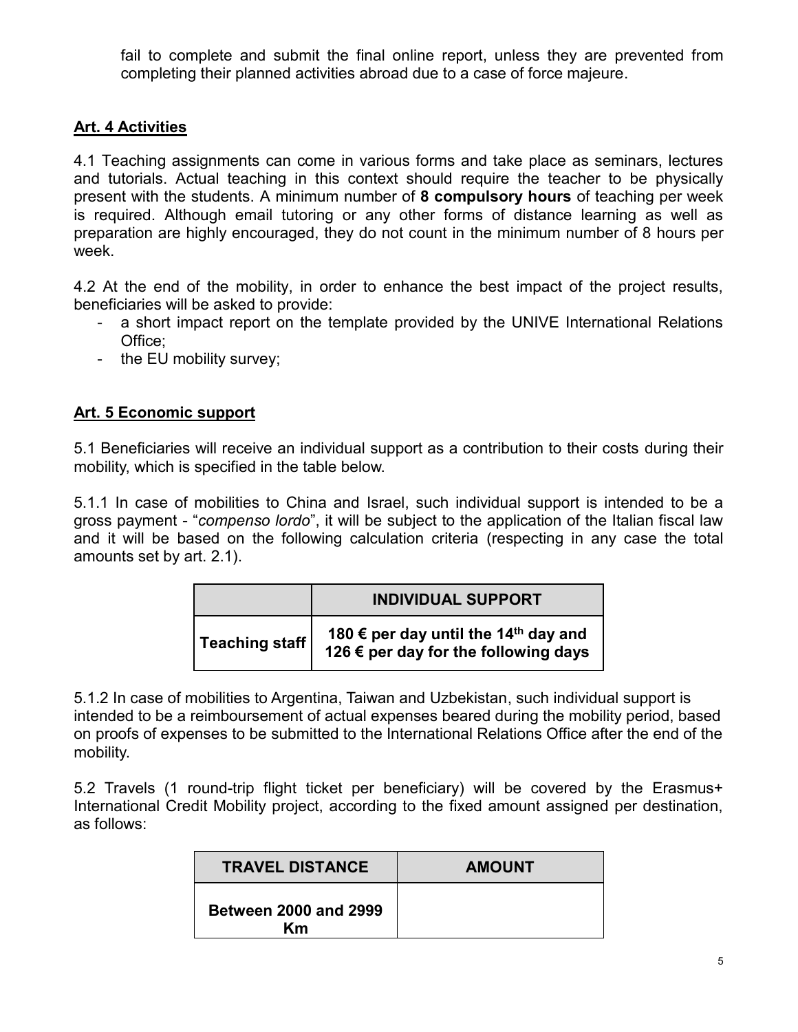fail to complete and submit the final online report, unless they are prevented from completing their planned activities abroad due to a case of force majeure.

## Art. 4 Activities

4.1 Teaching assignments can come in various forms and take place as seminars, lectures and tutorials. Actual teaching in this context should require the teacher to be physically present with the students. A minimum number of **8 compulsory hours** of teaching per week is required. Although email tutoring or any other forms of distance learning as well as preparation are highly encouraged, they do not count in the minimum number of 8 hours per week.

4.2 At the end of the mobility, in order to enhance the best impact of the project results, beneficiaries will be asked to provide:

- a short impact report on the template provided by the UNIVE International Relations Office;
- the EU mobility survey;

## Art. 5 Economic support

5.1 Beneficiaries will receive an individual support as a contribution to their costs during their mobility, which is specified in the table below.

5.1.1 In case of mobilities to China and Israel, such individual support is intended to be a gross payment - "*compenso lordo*", it will be subject to the application of the Italian fiscal law and it will be based on the following calculation criteria (respecting in any case the total amounts set by art. 2.1).

| | INDIVIDUAL SUPPORT |
|---|---|
| **Teaching staff** | **180 € per day until the 14th day and 126 € per day for the following days** |

5.1.2 In case of mobilities to Argentina, Taiwan and Uzbekistan, such individual support is intended to be a reimbursement of actual expenses beared during the mobility period, based on proofs of expenses to be submitted to the International Relations Office after the end of the mobility.

5.2 Travels (1 round-trip flight ticket per beneficiary) will be covered by the Erasmus+ International Credit Mobility project, according to the fixed amount assigned per destination, as follows:

| TRAVEL DISTANCE | AMOUNT |
|---|---|
| **Between 2000 and 2999 Km** | |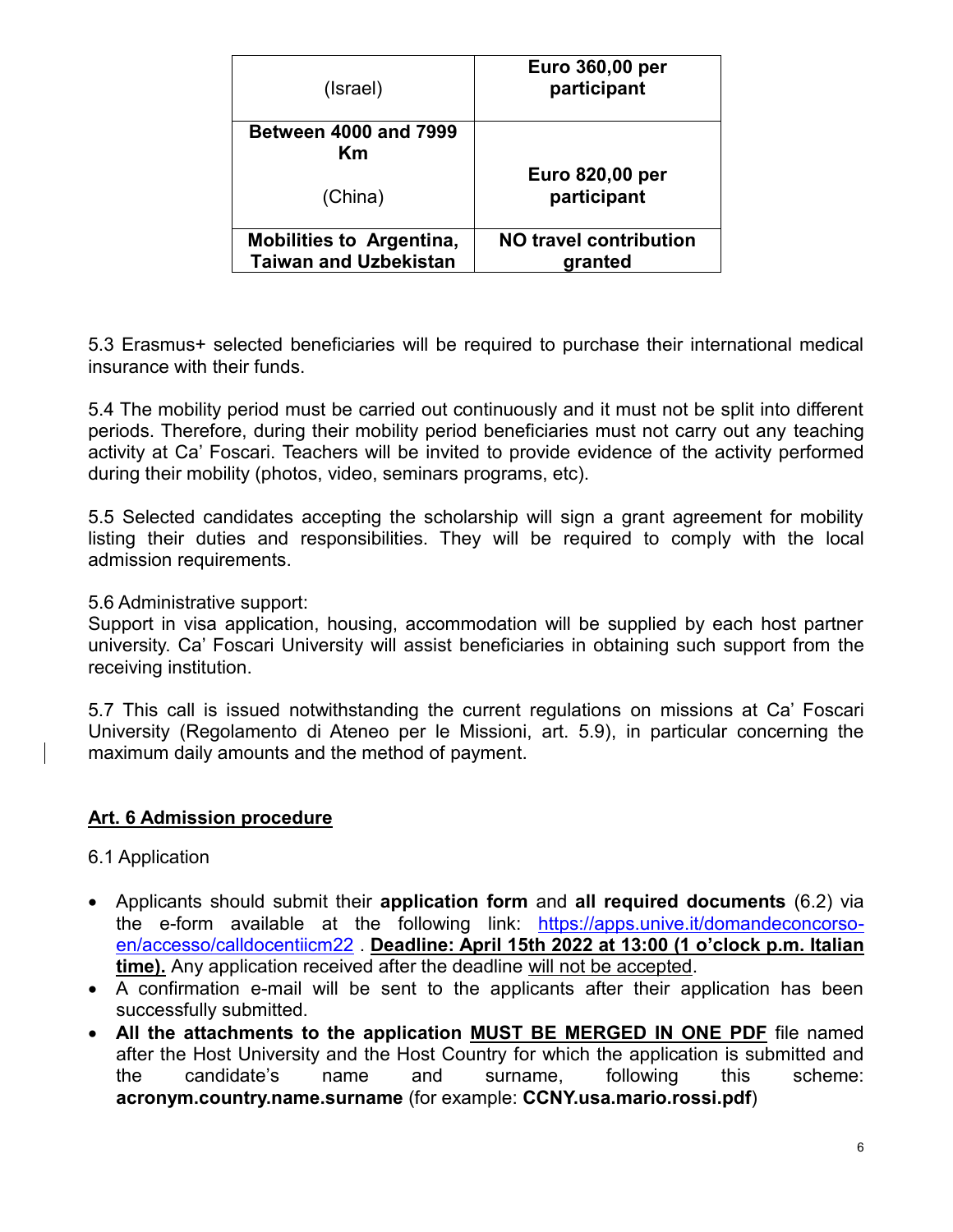| | |
|---|---|
| (Israel) | **Euro 360,00 per participant** |
| **Between 4000 and 7999 Km**<br><br>(China) | **Euro 820,00 per participant** |
| **Mobilities to Argentina, Taiwan and Uzbekistan** | **NO travel contribution granted** |

5.3 Erasmus+ selected beneficiaries will be required to purchase their international medical insurance with their funds.

5.4 The mobility period must be carried out continuously and it must not be split into different periods. Therefore, during their mobility period beneficiaries must not carry out any teaching activity at Ca' Foscari. Teachers will be invited to provide evidence of the activity performed during their mobility (photos, video, seminars programs, etc).

5.5 Selected candidates accepting the scholarship will sign a grant agreement for mobility listing their duties and responsibilities. They will be required to comply with the local admission requirements.

5.6 Administrative support:
Support in visa application, housing, accommodation will be supplied by each host partner university. Ca' Foscari University will assist beneficiaries in obtaining such support from the receiving institution.

5.7 This call is issued notwithstanding the current regulations on missions at Ca' Foscari University (Regolamento di Ateneo per le Missioni, art. 5.9), in particular concerning the maximum daily amounts and the method of payment.

## Art. 6 Admission procedure

6.1 Application

- Applicants should submit their **application form** and **all required documents** (6.2) via the e-form available at the following link: https://apps.unive.it/domandeconcorso-en/accesso/calldocentiicm22 . **Deadline: April 15th 2022 at 13:00 (1 o'clock p.m. Italian time).** Any application received after the deadline will not be accepted.
- A confirmation e-mail will be sent to the applicants after their application has been successfully submitted.
- **All the attachments to the application MUST BE MERGED IN ONE PDF** file named after the Host University and the Host Country for which the application is submitted and the candidate's name and surname, following this scheme: **acronym.country.name.surname** (for example: **CCNY.usa.mario.rossi.pdf**)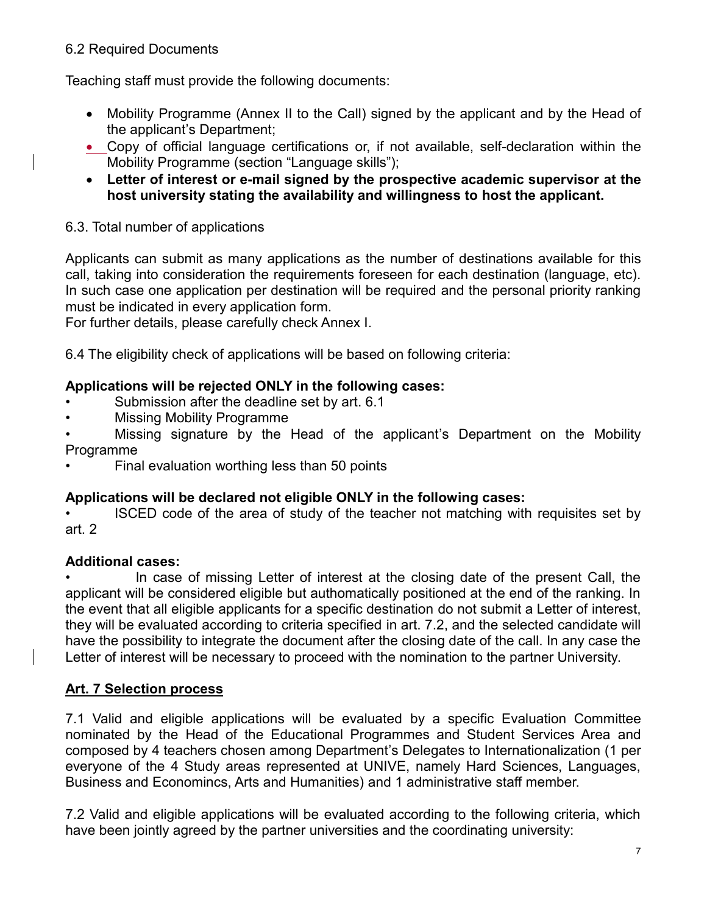6.2 Required Documents

Teaching staff must provide the following documents:

- Mobility Programme (Annex II to the Call) signed by the applicant and by the Head of the applicant's Department;
- Copy of official language certifications or, if not available, self-declaration within the Mobility Programme (section "Language skills");
- **Letter of interest or e-mail signed by the prospective academic supervisor at the host university stating the availability and willingness to host the applicant.**

6.3. Total number of applications

Applicants can submit as many applications as the number of destinations available for this call, taking into consideration the requirements foreseen for each destination (language, etc). In such case one application per destination will be required and the personal priority ranking must be indicated in every application form.
For further details, please carefully check Annex I.

6.4 The eligibility check of applications will be based on following criteria:

**Applications will be rejected ONLY in the following cases:**

- Submission after the deadline set by art. 6.1
- Missing Mobility Programme
- Missing signature by the Head of the applicant's Department on the Mobility Programme
- Final evaluation worthing less than 50 points

**Applications will be declared not eligible ONLY in the following cases:**

- ISCED code of the area of study of the teacher not matching with requisites set by art. 2

**Additional cases:**

- In case of missing Letter of interest at the closing date of the present Call, the applicant will be considered eligible but authomatically positioned at the end of the ranking. In the event that all eligible applicants for a specific destination do not submit a Letter of interest, they will be evaluated according to criteria specified in art. 7.2, and the selected candidate will have the possibility to integrate the document after the closing date of the call. In any case the Letter of interest will be necessary to proceed with the nomination to the partner University.

## Art. 7 Selection process

7.1 Valid and eligible applications will be evaluated by a specific Evaluation Committee nominated by the Head of the Educational Programmes and Student Services Area and composed by 4 teachers chosen among Department's Delegates to Internationalization (1 per everyone of the 4 Study areas represented at UNIVE, namely Hard Sciences, Languages, Business and Economincs, Arts and Humanities) and 1 administrative staff member.

7.2 Valid and eligible applications will be evaluated according to the following criteria, which have been jointly agreed by the partner universities and the coordinating university: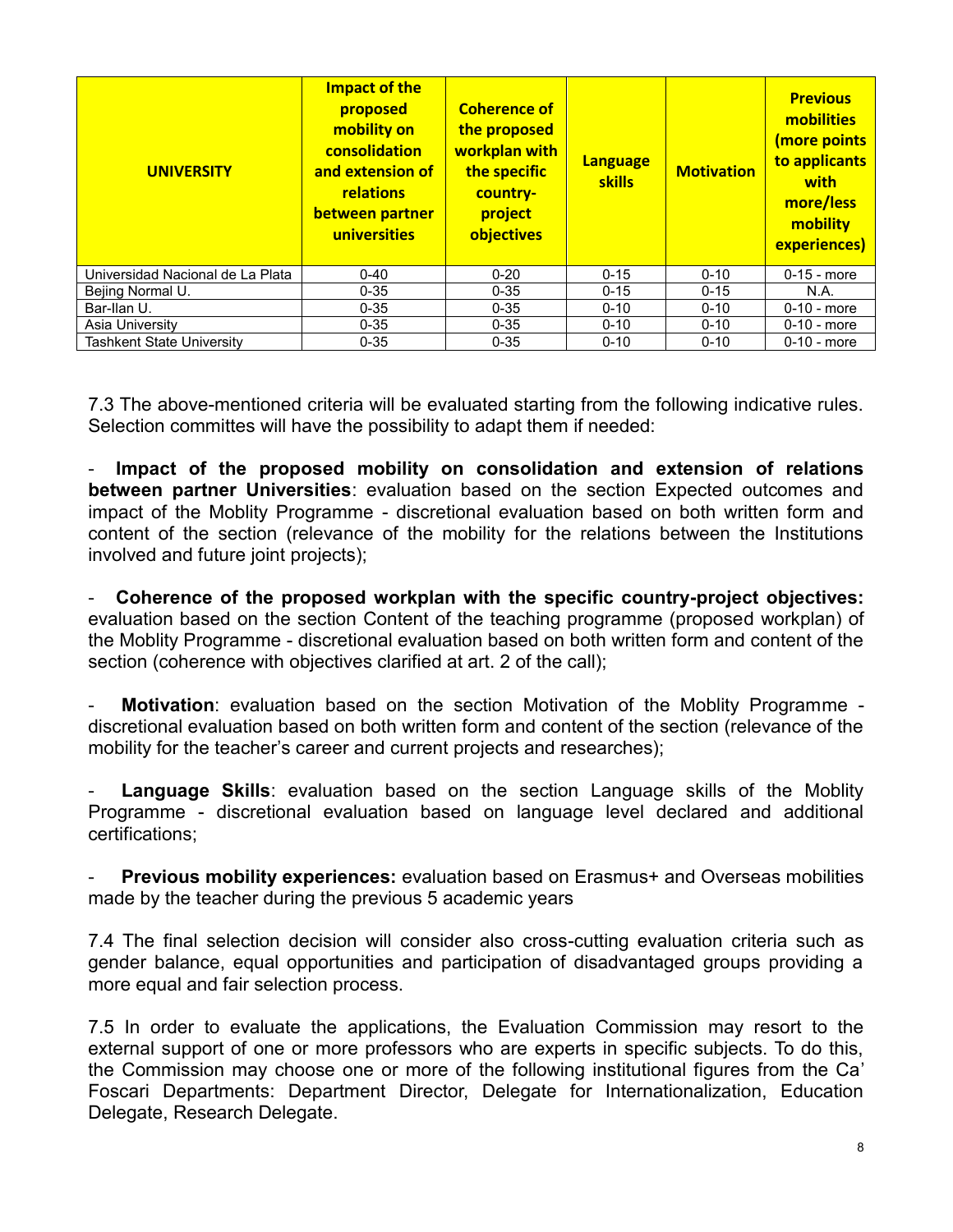| UNIVERSITY | Impact of the proposed mobility on consolidation and extension of relations between partner universities | Coherence of the proposed workplan with the specific country-project objectives | Language skills | Motivation | Previous mobilities (more points to applicants with more/less mobility experiences) |
|---|---|---|---|---|---|
| Universidad Nacional de La Plata | 0-40 | 0-20 | 0-15 | 0-10 | 0-15 - more |
| Bejing Normal U. | 0-35 | 0-35 | 0-15 | 0-15 | N.A. |
| Bar-Ilan U. | 0-35 | 0-35 | 0-10 | 0-10 | 0-10 - more |
| Asia University | 0-35 | 0-35 | 0-10 | 0-10 | 0-10 - more |
| Tashkent State University | 0-35 | 0-35 | 0-10 | 0-10 | 0-10 - more |

7.3 The above-mentioned criteria will be evaluated starting from the following indicative rules. Selection committes will have the possibility to adapt them if needed:

- **Impact of the proposed mobility on consolidation and extension of relations between partner Universities**: evaluation based on the section Expected outcomes and impact of the Moblity Programme - discretional evaluation based on both written form and content of the section (relevance of the mobility for the relations between the Institutions involved and future joint projects);

- **Coherence of the proposed workplan with the specific country-project objectives:** evaluation based on the section Content of the teaching programme (proposed workplan) of the Moblity Programme - discretional evaluation based on both written form and content of the section (coherence with objectives clarified at art. 2 of the call);

- **Motivation**: evaluation based on the section Motivation of the Moblity Programme - discretional evaluation based on both written form and content of the section (relevance of the mobility for the teacher's career and current projects and researches);

- **Language Skills**: evaluation based on the section Language skills of the Moblity Programme - discretional evaluation based on language level declared and additional certifications;

- **Previous mobility experiences:** evaluation based on Erasmus+ and Overseas mobilities made by the teacher during the previous 5 academic years

7.4 The final selection decision will consider also cross-cutting evaluation criteria such as gender balance, equal opportunities and participation of disadvantaged groups providing a more equal and fair selection process.

7.5 In order to evaluate the applications, the Evaluation Commission may resort to the external support of one or more professors who are experts in specific subjects. To do this, the Commission may choose one or more of the following institutional figures from the Ca' Foscari Departments: Department Director, Delegate for Internationalization, Education Delegate, Research Delegate.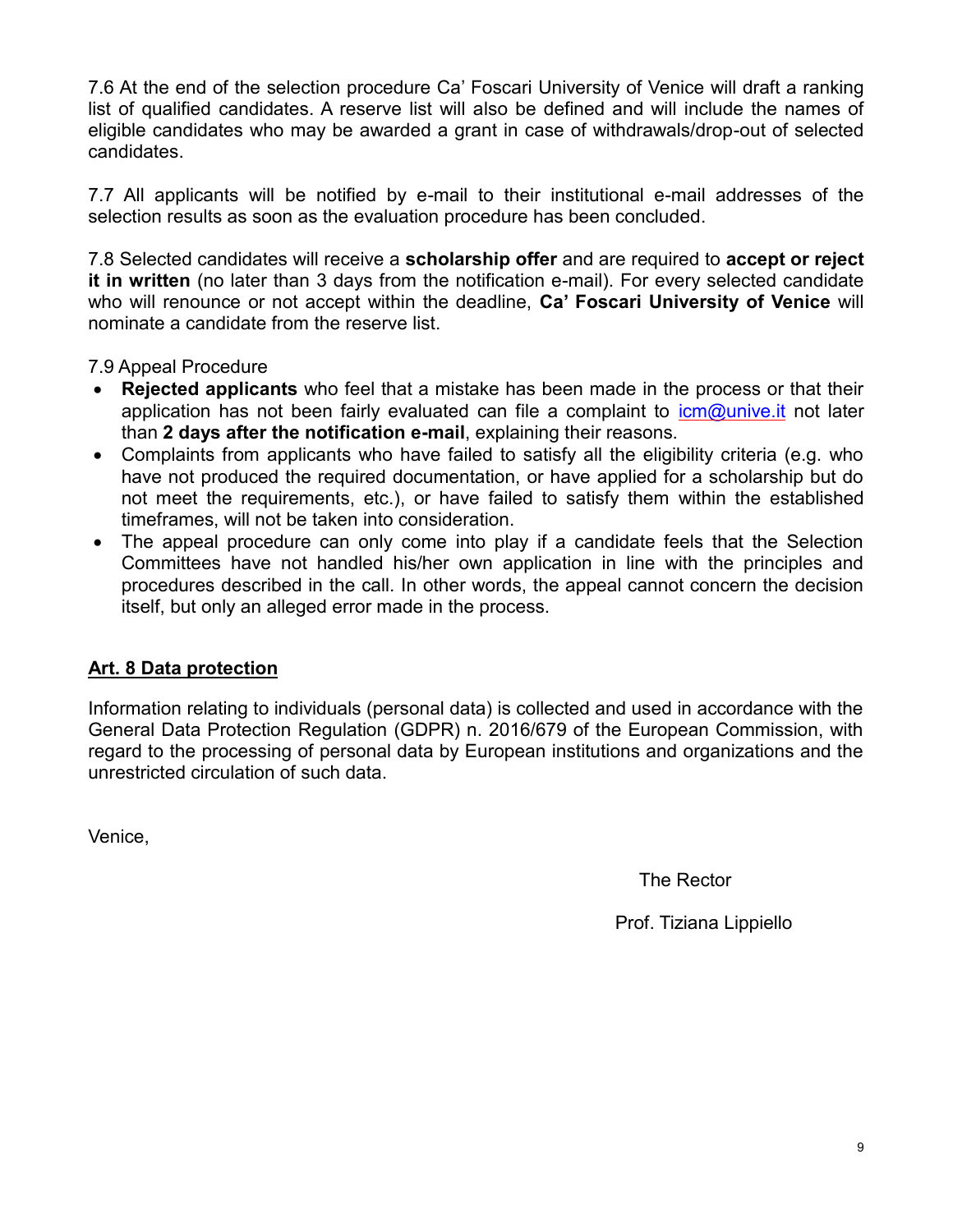7.6 At the end of the selection procedure Ca' Foscari University of Venice will draft a ranking list of qualified candidates. A reserve list will also be defined and will include the names of eligible candidates who may be awarded a grant in case of withdrawals/drop-out of selected candidates.

7.7 All applicants will be notified by e-mail to their institutional e-mail addresses of the selection results as soon as the evaluation procedure has been concluded.

7.8 Selected candidates will receive a **scholarship offer** and are required to **accept or reject it in written** (no later than 3 days from the notification e-mail). For every selected candidate who will renounce or not accept within the deadline, **Ca' Foscari University of Venice** will nominate a candidate from the reserve list.

7.9 Appeal Procedure

- **Rejected applicants** who feel that a mistake has been made in the process or that their application has not been fairly evaluated can file a complaint to icm@unive.it not later than **2 days after the notification e-mail**, explaining their reasons.
- Complaints from applicants who have failed to satisfy all the eligibility criteria (e.g. who have not produced the required documentation, or have applied for a scholarship but do not meet the requirements, etc.), or have failed to satisfy them within the established timeframes, will not be taken into consideration.
- The appeal procedure can only come into play if a candidate feels that the Selection Committees have not handled his/her own application in line with the principles and procedures described in the call. In other words, the appeal cannot concern the decision itself, but only an alleged error made in the process.

## Art. 8 Data protection

Information relating to individuals (personal data) is collected and used in accordance with the General Data Protection Regulation (GDPR) n. 2016/679 of the European Commission, with regard to the processing of personal data by European institutions and organizations and the unrestricted circulation of such data.

Venice,

The Rector

Prof. Tiziana Lippiello